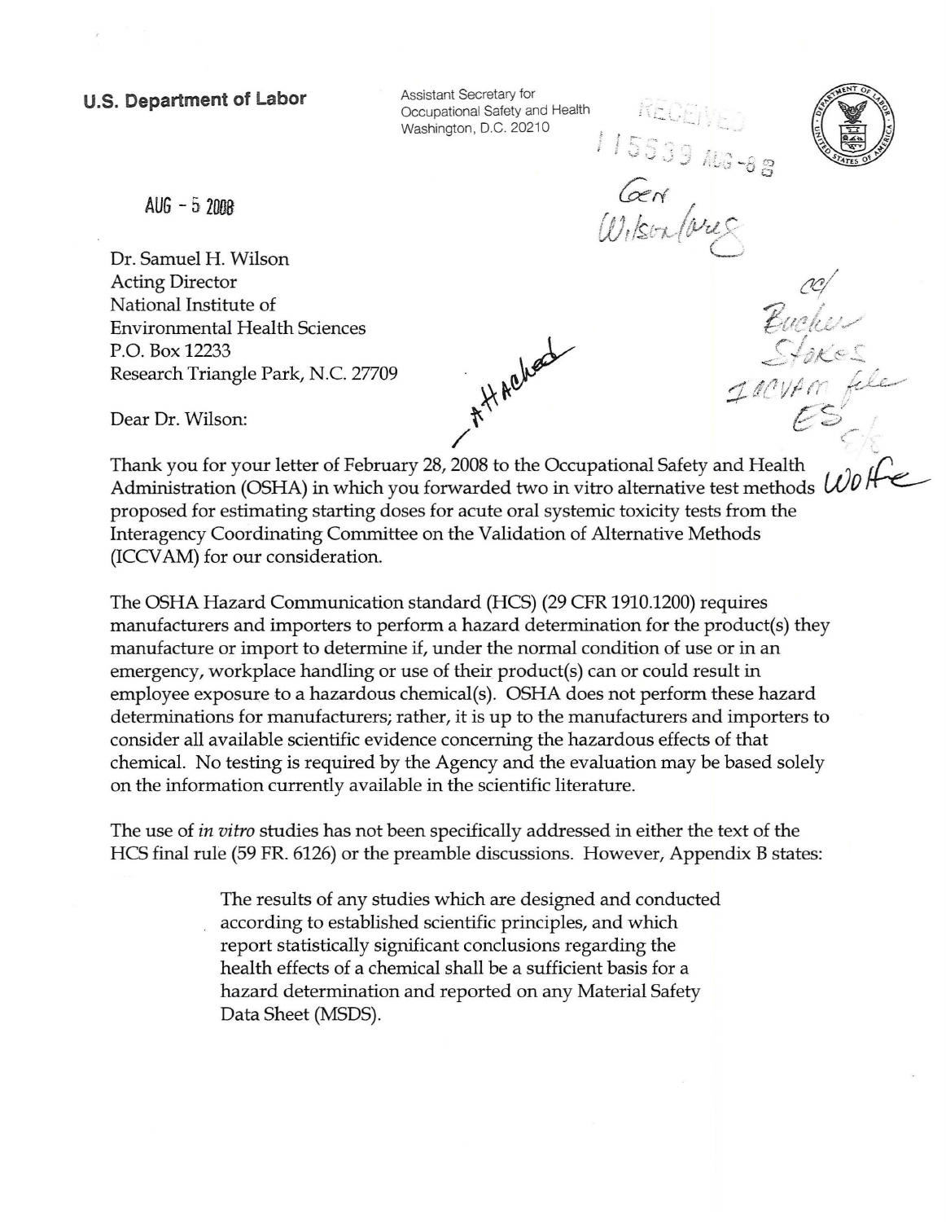**U.S. Department of Labor**

Assistant Secretary for
Occupational Safety and Health
Washington, D.C. 20210

RECEIVED
115539 AUG -8 8

Gen
Wilson/ws

AUG - 5 2008

Dr. Samuel H. Wilson
Acting Director
National Institute of
Environmental Health Sciences
P.O. Box 12233
Research Triangle Park, N.C. 27709

Attached

cc/
Bucher
Stokes
ICCVAM file
ES
Wolfe

Dear Dr. Wilson:

Thank you for your letter of February 28, 2008 to the Occupational Safety and Health Administration (OSHA) in which you forwarded two in vitro alternative test methods proposed for estimating starting doses for acute oral systemic toxicity tests from the Interagency Coordinating Committee on the Validation of Alternative Methods (ICCVAM) for our consideration.

The OSHA Hazard Communication standard (HCS) (29 CFR 1910.1200) requires manufacturers and importers to perform a hazard determination for the product(s) they manufacture or import to determine if, under the normal condition of use or in an emergency, workplace handling or use of their product(s) can or could result in employee exposure to a hazardous chemical(s). OSHA does not perform these hazard determinations for manufacturers; rather, it is up to the manufacturers and importers to consider all available scientific evidence concerning the hazardous effects of that chemical. No testing is required by the Agency and the evaluation may be based solely on the information currently available in the scientific literature.

The use of *in vitro* studies has not been specifically addressed in either the text of the HCS final rule (59 FR. 6126) or the preamble discussions. However, Appendix B states:

> The results of any studies which are designed and conducted according to established scientific principles, and which report statistically significant conclusions regarding the health effects of a chemical shall be a sufficient basis for a hazard determination and reported on any Material Safety Data Sheet (MSDS).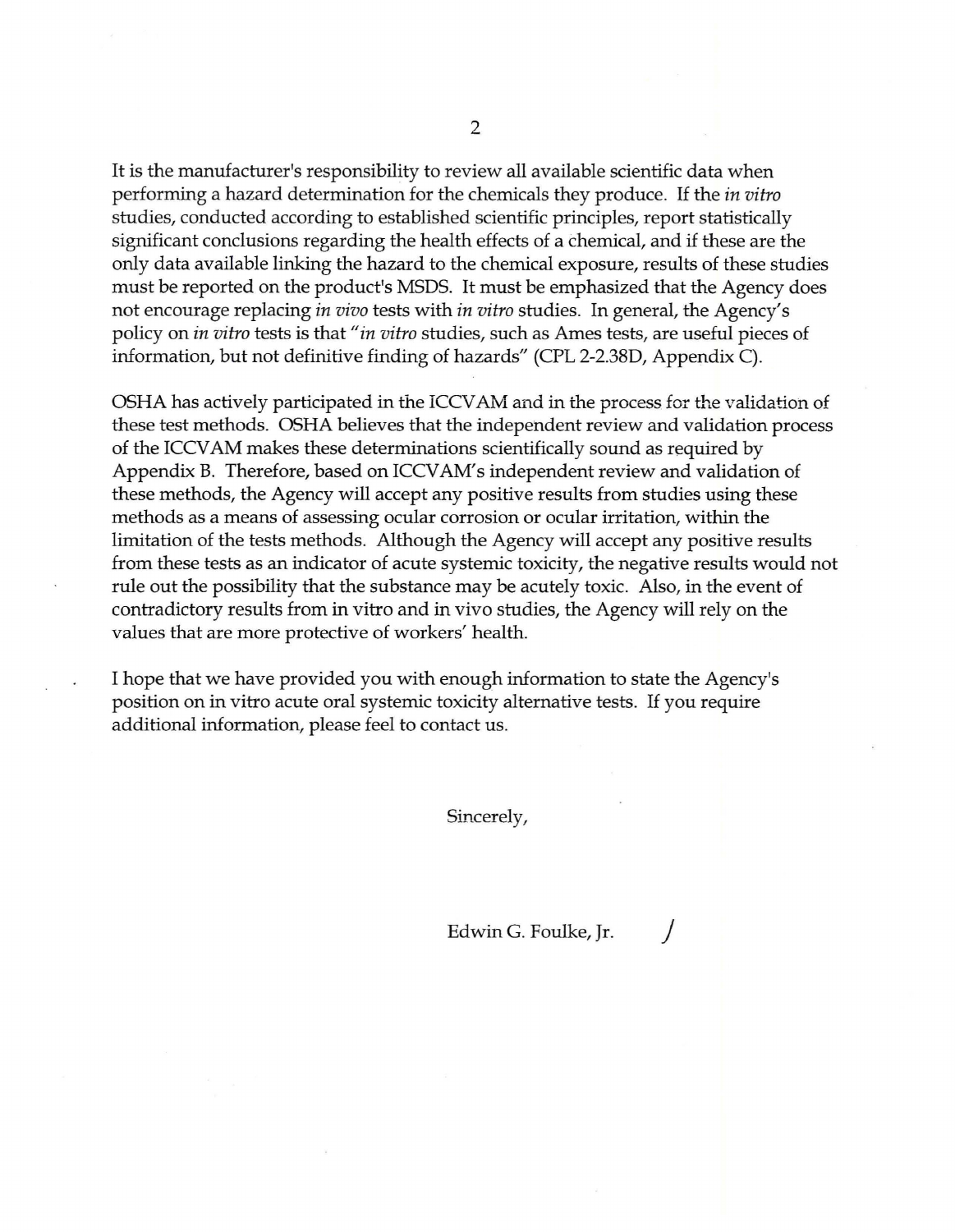It is the manufacturer's responsibility to review all available scientific data when performing a hazard determination for the chemicals they produce. If the *in vitro* studies, conducted according to established scientific principles, report statistically significant conclusions regarding the health effects of a chemical, and if these are the only data available linking the hazard to the chemical exposure, results of these studies must be reported on the product's MSDS. It must be emphasized that the Agency does not encourage replacing *in vivo* tests with *in vitro* studies. In general, the Agency's policy on *in vitro* tests is that "*in vitro* studies, such as Ames tests, are useful pieces of information, but not definitive finding of hazards" (CPL 2-2.38D, Appendix C).

OSHA has actively participated in the ICCVAM and in the process for the validation of these test methods. OSHA believes that the independent review and validation process of the ICCVAM makes these determinations scientifically sound as required by Appendix B. Therefore, based on ICCVAM's independent review and validation of these methods, the Agency will accept any positive results from studies using these methods as a means of assessing ocular corrosion or ocular irritation, within the limitation of the tests methods. Although the Agency will accept any positive results from these tests as an indicator of acute systemic toxicity, the negative results would not rule out the possibility that the substance may be acutely toxic. Also, in the event of contradictory results from in vitro and in vivo studies, the Agency will rely on the values that are more protective of workers' health.

I hope that we have provided you with enough information to state the Agency's position on in vitro acute oral systemic toxicity alternative tests. If you require additional information, please feel to contact us.

Sincerely,

Edwin G. Foulke, Jr.